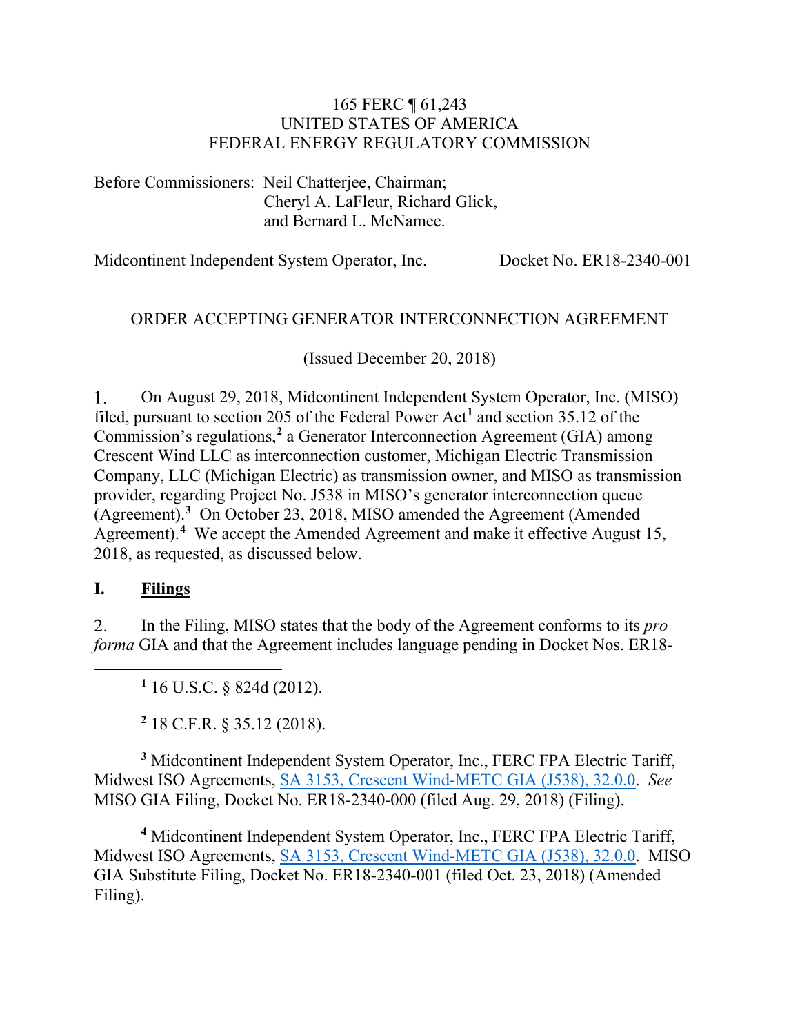165 FERC ¶ 61,243
UNITED STATES OF AMERICA
FEDERAL ENERGY REGULATORY COMMISSION

Before Commissioners: Neil Chatterjee, Chairman;
Cheryl A. LaFleur, Richard Glick,
and Bernard L. McNamee.

Midcontinent Independent System Operator, Inc. Docket No. ER18-2340-001

ORDER ACCEPTING GENERATOR INTERCONNECTION AGREEMENT

(Issued December 20, 2018)

1. On August 29, 2018, Midcontinent Independent System Operator, Inc. (MISO) filed, pursuant to section 205 of the Federal Power Act[1] and section 35.12 of the Commission's regulations,[2] a Generator Interconnection Agreement (GIA) among Crescent Wind LLC as interconnection customer, Michigan Electric Transmission Company, LLC (Michigan Electric) as transmission owner, and MISO as transmission provider, regarding Project No. J538 in MISO's generator interconnection queue (Agreement).[3] On October 23, 2018, MISO amended the Agreement (Amended Agreement).[4] We accept the Amended Agreement and make it effective August 15, 2018, as requested, as discussed below.

## I. Filings

2. In the Filing, MISO states that the body of the Agreement conforms to its *pro forma* GIA and that the Agreement includes language pending in Docket Nos. ER18-

---

[1] 16 U.S.C. § 824d (2012).

[2] 18 C.F.R. § 35.12 (2018).

[3] Midcontinent Independent System Operator, Inc., FERC FPA Electric Tariff, Midwest ISO Agreements, SA 3153, Crescent Wind-METC GIA (J538), 32.0.0. *See* MISO GIA Filing, Docket No. ER18-2340-000 (filed Aug. 29, 2018) (Filing).

[4] Midcontinent Independent System Operator, Inc., FERC FPA Electric Tariff, Midwest ISO Agreements, SA 3153, Crescent Wind-METC GIA (J538), 32.0.0. MISO GIA Substitute Filing, Docket No. ER18-2340-001 (filed Oct. 23, 2018) (Amended Filing).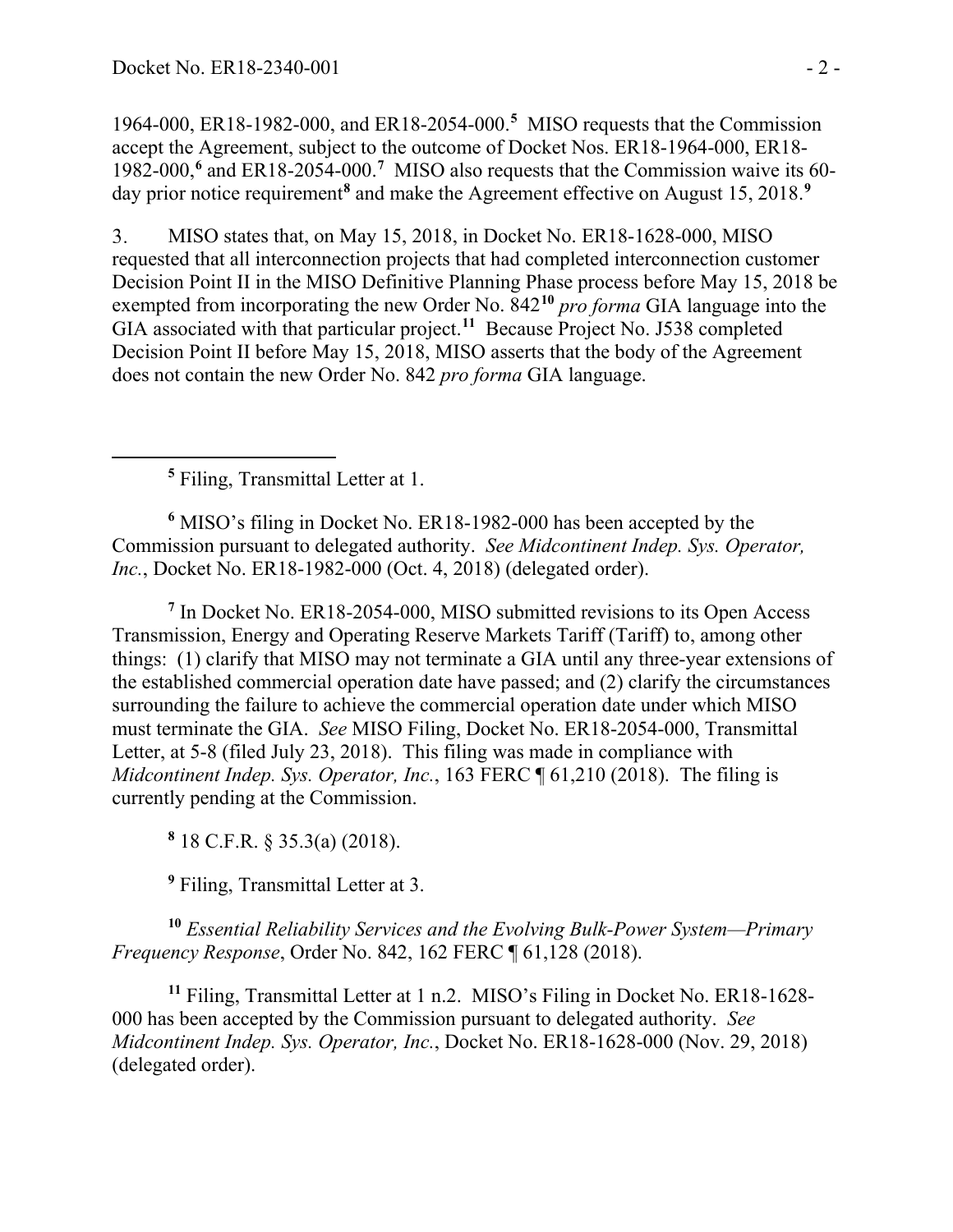1964-000, ER18-1982-000, and ER18-2054-000.[5] MISO requests that the Commission accept the Agreement, subject to the outcome of Docket Nos. ER18-1964-000, ER18-1982-000,[6] and ER18-2054-000.[7] MISO also requests that the Commission waive its 60-day prior notice requirement[8] and make the Agreement effective on August 15, 2018.[9]

3. MISO states that, on May 15, 2018, in Docket No. ER18-1628-000, MISO requested that all interconnection projects that had completed interconnection customer Decision Point II in the MISO Definitive Planning Phase process before May 15, 2018 be exempted from incorporating the new Order No. 842[10] *pro forma* GIA language into the GIA associated with that particular project.[11] Because Project No. J538 completed Decision Point II before May 15, 2018, MISO asserts that the body of the Agreement does not contain the new Order No. 842 *pro forma* GIA language.

---

[5] Filing, Transmittal Letter at 1.

[6] MISO's filing in Docket No. ER18-1982-000 has been accepted by the Commission pursuant to delegated authority. *See Midcontinent Indep. Sys. Operator, Inc.*, Docket No. ER18-1982-000 (Oct. 4, 2018) (delegated order).

[7] In Docket No. ER18-2054-000, MISO submitted revisions to its Open Access Transmission, Energy and Operating Reserve Markets Tariff (Tariff) to, among other things: (1) clarify that MISO may not terminate a GIA until any three-year extensions of the established commercial operation date have passed; and (2) clarify the circumstances surrounding the failure to achieve the commercial operation date under which MISO must terminate the GIA. *See* MISO Filing, Docket No. ER18-2054-000, Transmittal Letter, at 5-8 (filed July 23, 2018). This filing was made in compliance with *Midcontinent Indep. Sys. Operator, Inc.*, 163 FERC ¶ 61,210 (2018). The filing is currently pending at the Commission.

[8] 18 C.F.R. § 35.3(a) (2018).

[9] Filing, Transmittal Letter at 3.

[10] *Essential Reliability Services and the Evolving Bulk-Power System—Primary Frequency Response*, Order No. 842, 162 FERC ¶ 61,128 (2018).

[11] Filing, Transmittal Letter at 1 n.2. MISO's Filing in Docket No. ER18-1628-000 has been accepted by the Commission pursuant to delegated authority. *See Midcontinent Indep. Sys. Operator, Inc.*, Docket No. ER18-1628-000 (Nov. 29, 2018) (delegated order).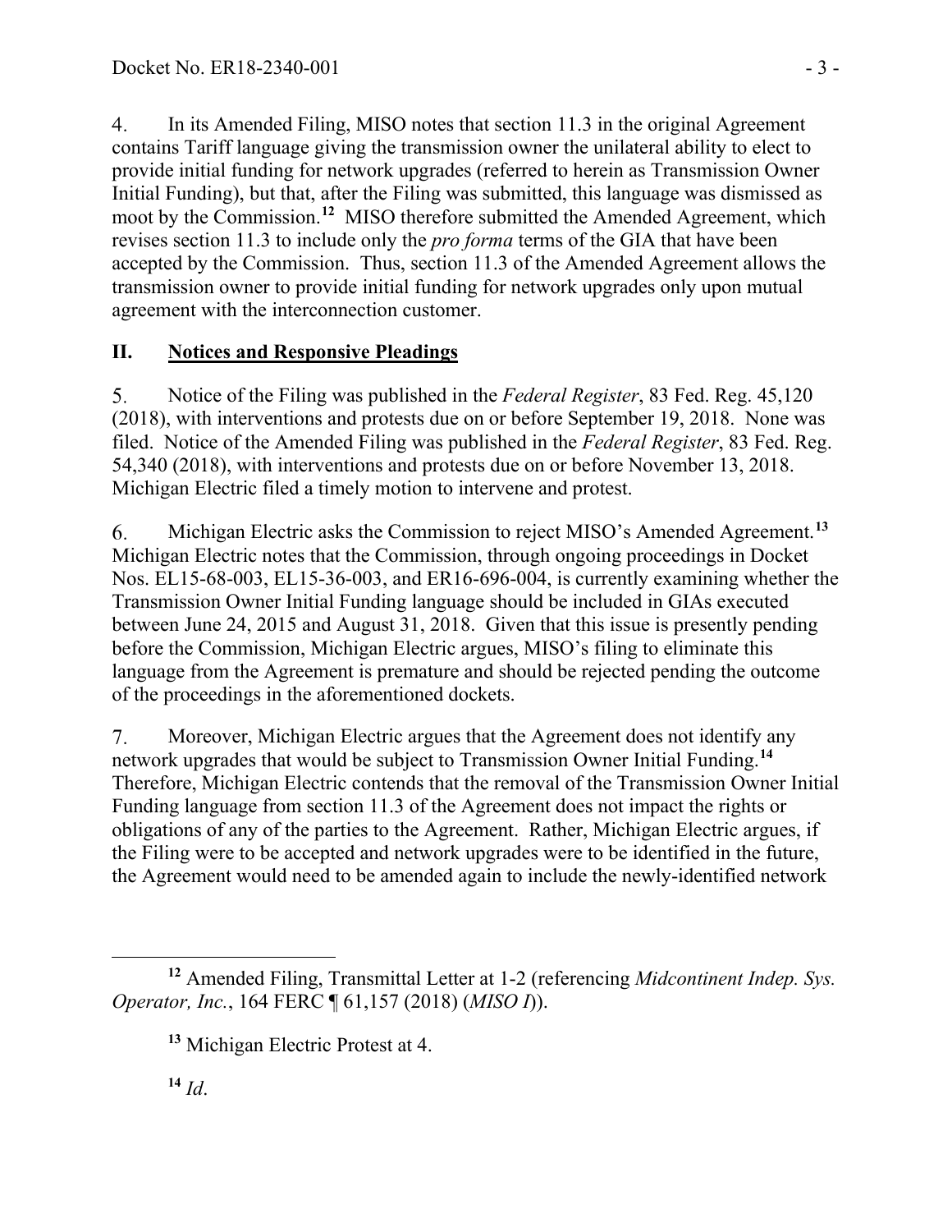4. In its Amended Filing, MISO notes that section 11.3 in the original Agreement contains Tariff language giving the transmission owner the unilateral ability to elect to provide initial funding for network upgrades (referred to herein as Transmission Owner Initial Funding), but that, after the Filing was submitted, this language was dismissed as moot by the Commission.[12] MISO therefore submitted the Amended Agreement, which revises section 11.3 to include only the *pro forma* terms of the GIA that have been accepted by the Commission. Thus, section 11.3 of the Amended Agreement allows the transmission owner to provide initial funding for network upgrades only upon mutual agreement with the interconnection customer.

## II. Notices and Responsive Pleadings

5. Notice of the Filing was published in the *Federal Register*, 83 Fed. Reg. 45,120 (2018), with interventions and protests due on or before September 19, 2018. None was filed. Notice of the Amended Filing was published in the *Federal Register*, 83 Fed. Reg. 54,340 (2018), with interventions and protests due on or before November 13, 2018. Michigan Electric filed a timely motion to intervene and protest.

6. Michigan Electric asks the Commission to reject MISO's Amended Agreement.[13] Michigan Electric notes that the Commission, through ongoing proceedings in Docket Nos. EL15-68-003, EL15-36-003, and ER16-696-004, is currently examining whether the Transmission Owner Initial Funding language should be included in GIAs executed between June 24, 2015 and August 31, 2018. Given that this issue is presently pending before the Commission, Michigan Electric argues, MISO's filing to eliminate this language from the Agreement is premature and should be rejected pending the outcome of the proceedings in the aforementioned dockets.

7. Moreover, Michigan Electric argues that the Agreement does not identify any network upgrades that would be subject to Transmission Owner Initial Funding.[14] Therefore, Michigan Electric contends that the removal of the Transmission Owner Initial Funding language from section 11.3 of the Agreement does not impact the rights or obligations of any of the parties to the Agreement. Rather, Michigan Electric argues, if the Filing were to be accepted and network upgrades were to be identified in the future, the Agreement would need to be amended again to include the newly-identified network

---

[12] Amended Filing, Transmittal Letter at 1-2 (referencing *Midcontinent Indep. Sys. Operator, Inc.*, 164 FERC ¶ 61,157 (2018) (*MISO I*)).

[13] Michigan Electric Protest at 4.

[14] *Id*.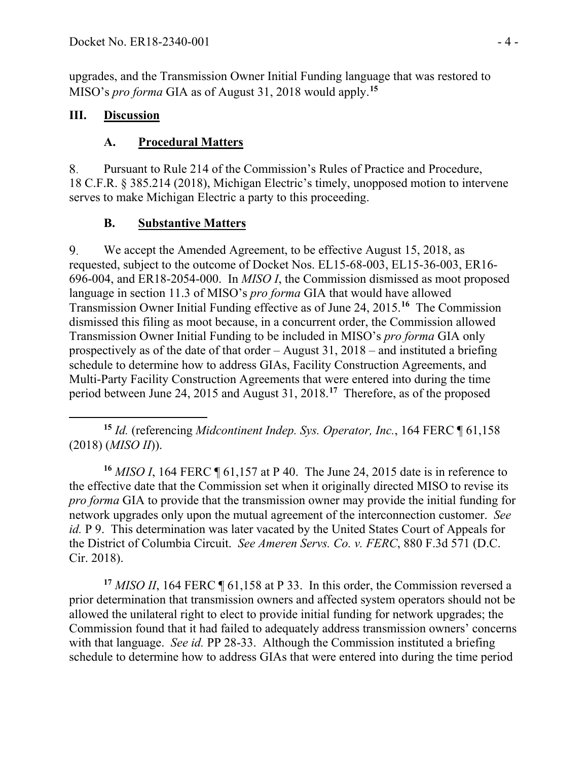upgrades, and the Transmission Owner Initial Funding language that was restored to MISO's *pro forma* GIA as of August 31, 2018 would apply.[15]

## III. Discussion

### A. Procedural Matters

8. Pursuant to Rule 214 of the Commission's Rules of Practice and Procedure, 18 C.F.R. § 385.214 (2018), Michigan Electric's timely, unopposed motion to intervene serves to make Michigan Electric a party to this proceeding.

### B. Substantive Matters

9. We accept the Amended Agreement, to be effective August 15, 2018, as requested, subject to the outcome of Docket Nos. EL15-68-003, EL15-36-003, ER16-696-004, and ER18-2054-000. In *MISO I*, the Commission dismissed as moot proposed language in section 11.3 of MISO's *pro forma* GIA that would have allowed Transmission Owner Initial Funding effective as of June 24, 2015.[16] The Commission dismissed this filing as moot because, in a concurrent order, the Commission allowed Transmission Owner Initial Funding to be included in MISO's *pro forma* GIA only prospectively as of the date of that order – August 31, 2018 – and instituted a briefing schedule to determine how to address GIAs, Facility Construction Agreements, and Multi-Party Facility Construction Agreements that were entered into during the time period between June 24, 2015 and August 31, 2018.[17] Therefore, as of the proposed

---

[15] *Id.* (referencing *Midcontinent Indep. Sys. Operator, Inc.*, 164 FERC ¶ 61,158 (2018) (*MISO II*)).

[16] *MISO I*, 164 FERC ¶ 61,157 at P 40. The June 24, 2015 date is in reference to the effective date that the Commission set when it originally directed MISO to revise its *pro forma* GIA to provide that the transmission owner may provide the initial funding for network upgrades only upon the mutual agreement of the interconnection customer. *See id.* P 9. This determination was later vacated by the United States Court of Appeals for the District of Columbia Circuit. *See Ameren Servs. Co. v. FERC*, 880 F.3d 571 (D.C. Cir. 2018).

[17] *MISO II*, 164 FERC ¶ 61,158 at P 33. In this order, the Commission reversed a prior determination that transmission owners and affected system operators should not be allowed the unilateral right to elect to provide initial funding for network upgrades; the Commission found that it had failed to adequately address transmission owners' concerns with that language. *See id.* PP 28-33. Although the Commission instituted a briefing schedule to determine how to address GIAs that were entered into during the time period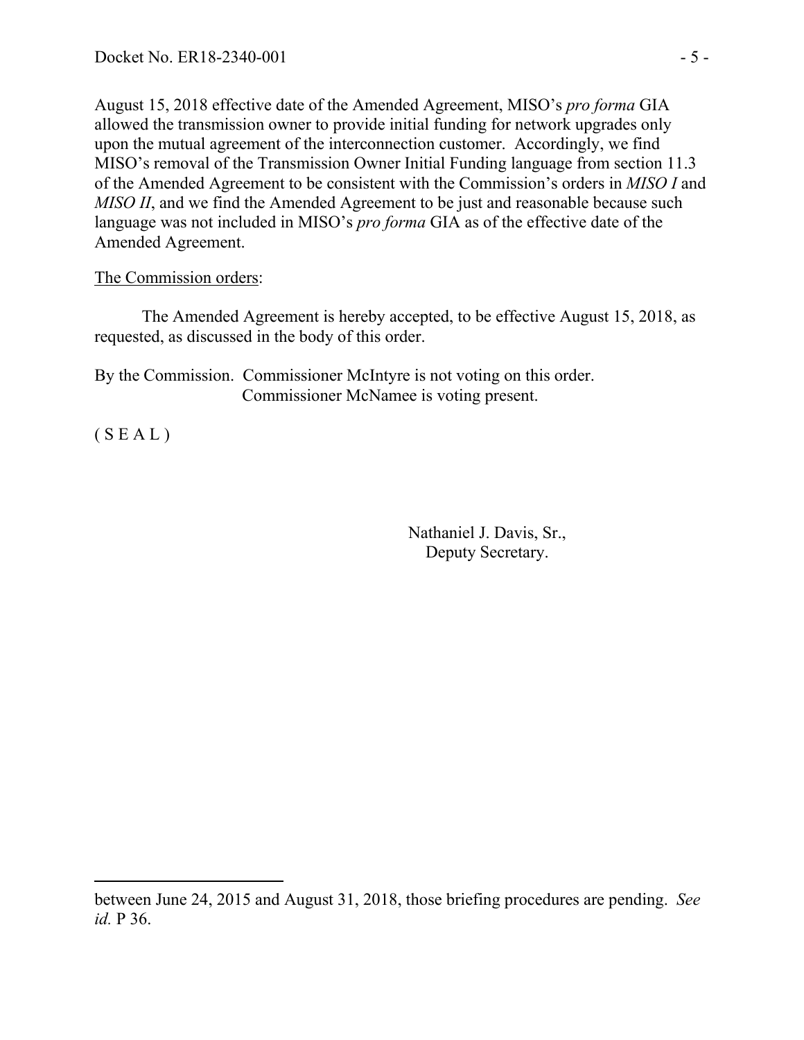August 15, 2018 effective date of the Amended Agreement, MISO's *pro forma* GIA allowed the transmission owner to provide initial funding for network upgrades only upon the mutual agreement of the interconnection customer. Accordingly, we find MISO's removal of the Transmission Owner Initial Funding language from section 11.3 of the Amended Agreement to be consistent with the Commission's orders in *MISO I* and *MISO II*, and we find the Amended Agreement to be just and reasonable because such language was not included in MISO's *pro forma* GIA as of the effective date of the Amended Agreement.

The Commission orders:

The Amended Agreement is hereby accepted, to be effective August 15, 2018, as requested, as discussed in the body of this order.

By the Commission. Commissioner McIntyre is not voting on this order.
Commissioner McNamee is voting present.

( S E A L )

Nathaniel J. Davis, Sr.,
Deputy Secretary.

---

between June 24, 2015 and August 31, 2018, those briefing procedures are pending. *See id.* P 36.